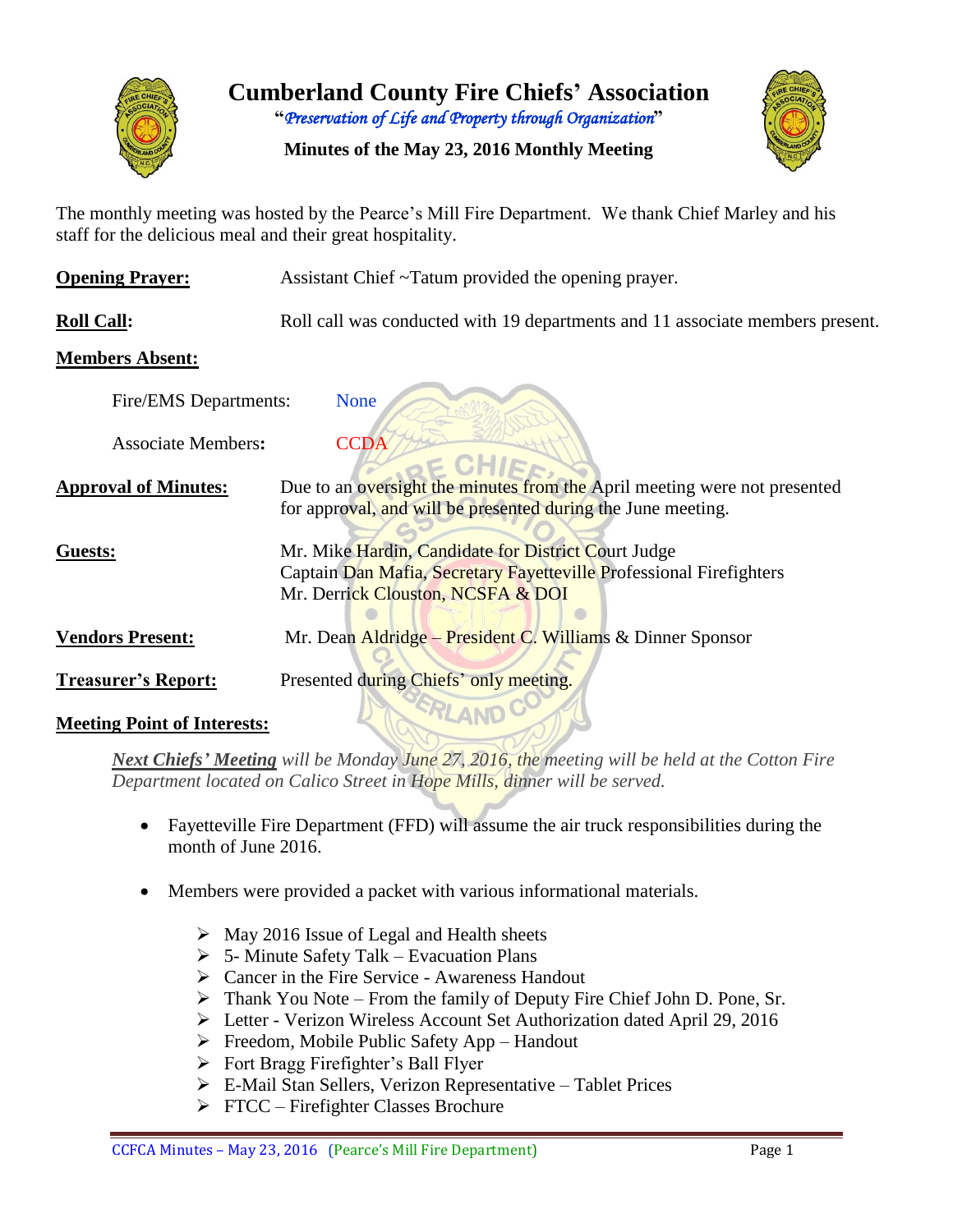# Cumberland County Fire Chiefs' Association

"*Preservation of Life and Property through Organization*"

**Minutes of the May 23, 2016 Monthly Meeting**

The monthly meeting was hosted by the Pearce's Mill Fire Department. We thank Chief Marley and his staff for the delicious meal and their great hospitality.

**Opening Prayer:** Assistant Chief ~Tatum provided the opening prayer.

**Roll Call:** Roll call was conducted with 19 departments and 11 associate members present.

**Members Absent:**

Fire/EMS Departments: None

Associate Members: CCDA

**Approval of Minutes:** Due to an oversight the minutes from the April meeting were not presented for approval, and will be presented during the June meeting.

**Guests:**
Mr. Mike Hardin, Candidate for District Court Judge
Captain Dan Mafia, Secretary Fayetteville Professional Firefighters
Mr. Derrick Clouston, NCSFA & DOI

**Vendors Present:** Mr. Dean Aldridge – President C. Williams & Dinner Sponsor

**Treasurer's Report:** Presented during Chiefs' only meeting.

**Meeting Point of Interests:**

***Next Chiefs' Meeting*** *will be Monday June 27, 2016, the meeting will be held at the Cotton Fire Department located on Calico Street in Hope Mills, dinner will be served.*

- Fayetteville Fire Department (FFD) will assume the air truck responsibilities during the month of June 2016.

- Members were provided a packet with various informational materials.
  - May 2016 Issue of Legal and Health sheets
  - 5- Minute Safety Talk – Evacuation Plans
  - Cancer in the Fire Service - Awareness Handout
  - Thank You Note – From the family of Deputy Fire Chief John D. Pone, Sr.
  - Letter - Verizon Wireless Account Set Authorization dated April 29, 2016
  - Freedom, Mobile Public Safety App – Handout
  - Fort Bragg Firefighter's Ball Flyer
  - E-Mail Stan Sellers, Verizon Representative – Tablet Prices
  - FTCC – Firefighter Classes Brochure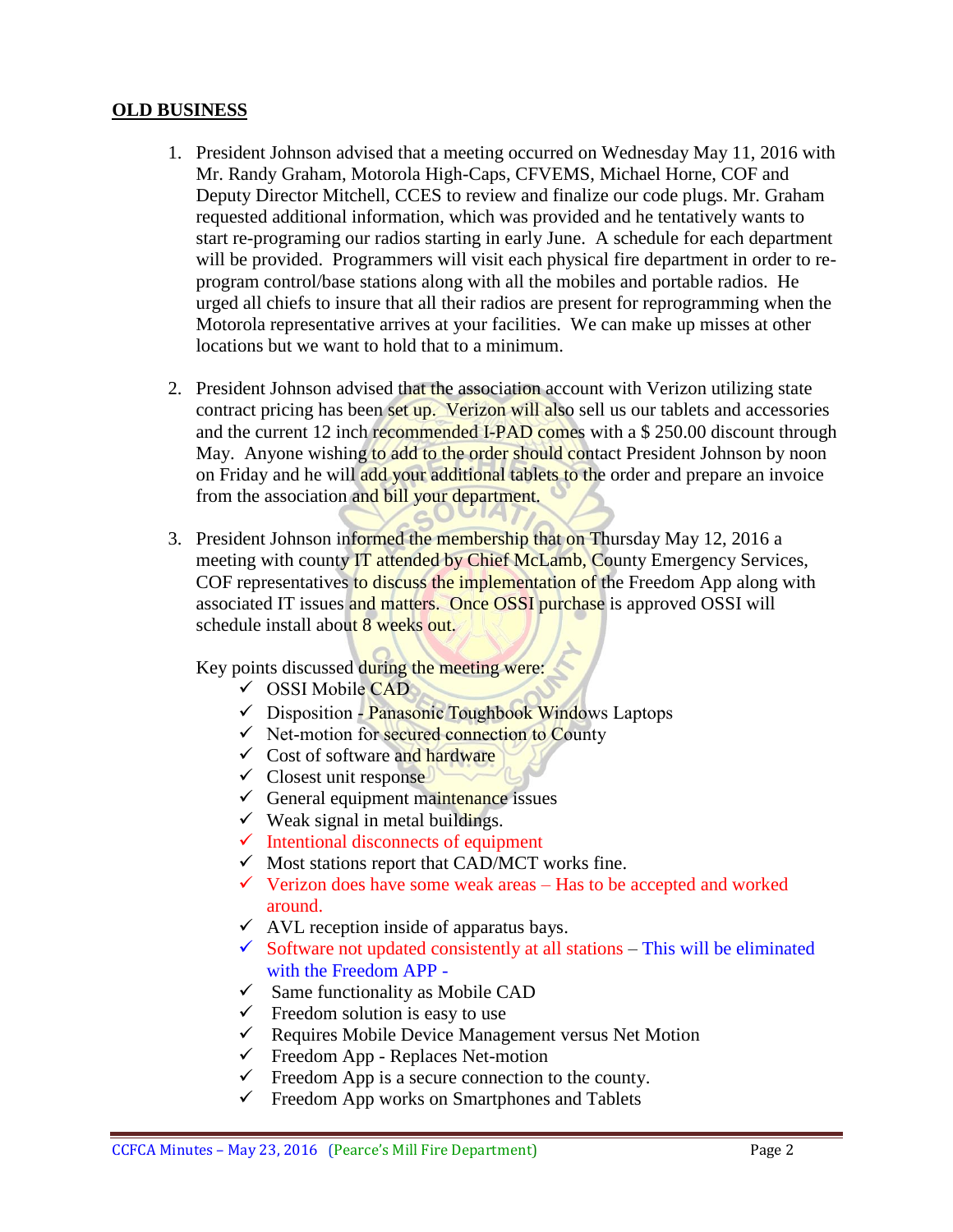## **OLD BUSINESS**

1. President Johnson advised that a meeting occurred on Wednesday May 11, 2016 with Mr. Randy Graham, Motorola High-Caps, CFVEMS, Michael Horne, COF and Deputy Director Mitchell, CCES to review and finalize our code plugs. Mr. Graham requested additional information, which was provided and he tentatively wants to start re-programing our radios starting in early June. A schedule for each department will be provided. Programmers will visit each physical fire department in order to re-program control/base stations along with all the mobiles and portable radios. He urged all chiefs to insure that all their radios are present for reprogramming when the Motorola representative arrives at your facilities. We can make up misses at other locations but we want to hold that to a minimum.

2. President Johnson advised that the association account with Verizon utilizing state contract pricing has been set up. Verizon will also sell us our tablets and accessories and the current 12 inch recommended I-PAD comes with a $ 250.00 discount through May. Anyone wishing to add to the order should contact President Johnson by noon on Friday and he will add your additional tablets to the order and prepare an invoice from the association and bill your department.

3. President Johnson informed the membership that on Thursday May 12, 2016 a meeting with county IT attended by Chief McLamb, County Emergency Services, COF representatives to discuss the implementation of the Freedom App along with associated IT issues and matters. Once OSSI purchase is approved OSSI will schedule install about 8 weeks out.

   Key points discussed during the meeting were:

   - ✓ OSSI Mobile CAD
   - ✓ Disposition - Panasonic Toughbook Windows Laptops
   - ✓ Net-motion for secured connection to County
   - ✓ Cost of software and hardware
   - ✓ Closest unit response
   - ✓ General equipment maintenance issues
   - ✓ Weak signal in metal buildings.
   - ✓ Intentional disconnects of equipment
   - ✓ Most stations report that CAD/MCT works fine.
   - ✓ Verizon does have some weak areas – Has to be accepted and worked around.
   - ✓ AVL reception inside of apparatus bays.
   - ✓ Software not updated consistently at all stations – This will be eliminated with the Freedom APP -
   - ✓ Same functionality as Mobile CAD
   - ✓ Freedom solution is easy to use
   - ✓ Requires Mobile Device Management versus Net Motion
   - ✓ Freedom App - Replaces Net-motion
   - ✓ Freedom App is a secure connection to the county.
   - ✓ Freedom App works on Smartphones and Tablets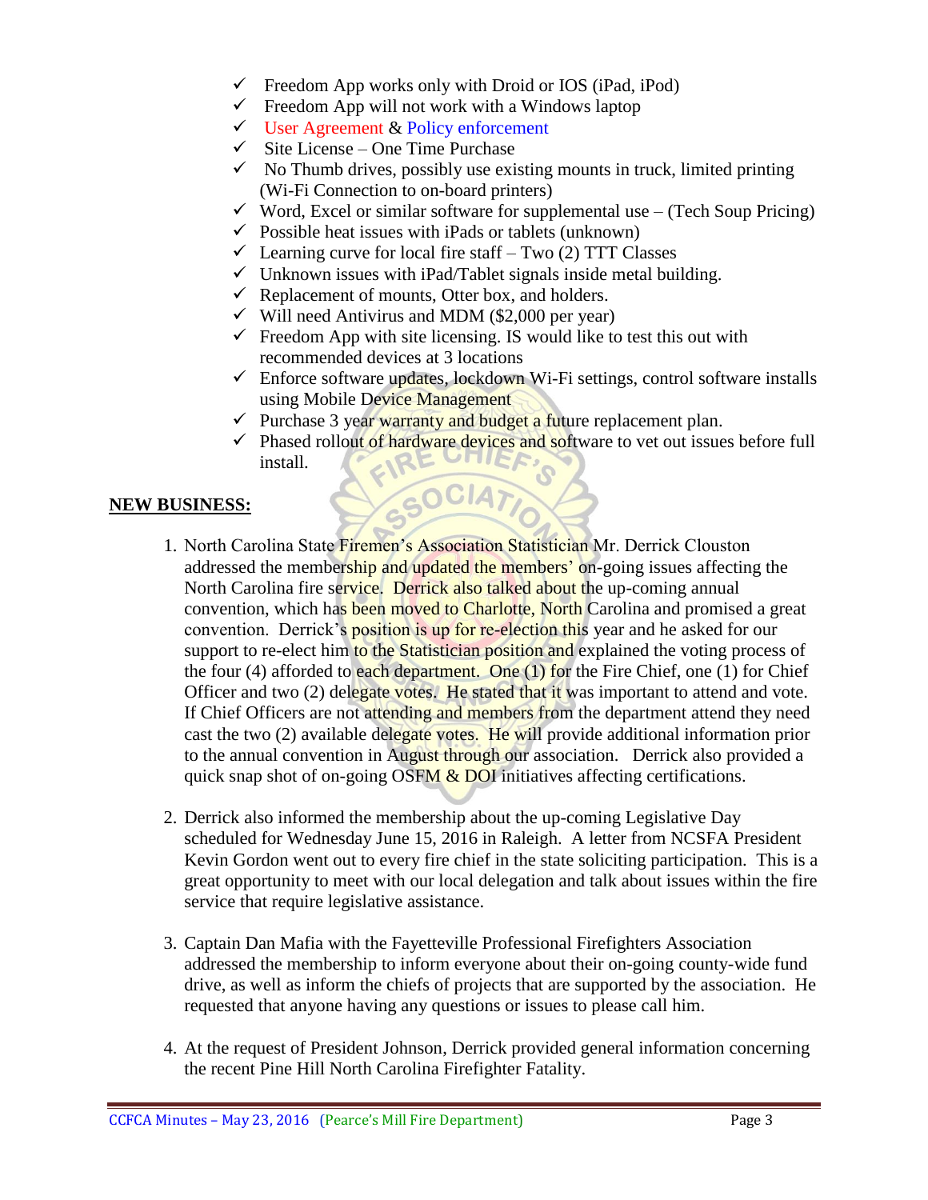- ✓ Freedom App works only with Droid or IOS (iPad, iPod)
- ✓ Freedom App will not work with a Windows laptop
- ✓ User Agreement & Policy enforcement
- ✓ Site License – One Time Purchase
- ✓ No Thumb drives, possibly use existing mounts in truck, limited printing (Wi-Fi Connection to on-board printers)
- ✓ Word, Excel or similar software for supplemental use – (Tech Soup Pricing)
- ✓ Possible heat issues with iPads or tablets (unknown)
- ✓ Learning curve for local fire staff – Two (2) TTT Classes
- ✓ Unknown issues with iPad/Tablet signals inside metal building.
- ✓ Replacement of mounts, Otter box, and holders.
- ✓ Will need Antivirus and MDM ($2,000 per year)
- ✓ Freedom App with site licensing. IS would like to test this out with recommended devices at 3 locations
- ✓ Enforce software updates, lockdown Wi-Fi settings, control software installs using Mobile Device Management
- ✓ Purchase 3 year warranty and budget a future replacement plan.
- ✓ Phased rollout of hardware devices and software to vet out issues before full install.

**NEW BUSINESS:**

1. North Carolina State Firemen's Association Statistician Mr. Derrick Clouston addressed the membership and updated the members' on-going issues affecting the North Carolina fire service. Derrick also talked about the up-coming annual convention, which has been moved to Charlotte, North Carolina and promised a great convention. Derrick's position is up for re-election this year and he asked for our support to re-elect him to the Statistician position and explained the voting process of the four (4) afforded to each department. One (1) for the Fire Chief, one (1) for Chief Officer and two (2) delegate votes. He stated that it was important to attend and vote. If Chief Officers are not attending and members from the department attend they need cast the two (2) available delegate votes. He will provide additional information prior to the annual convention in August through our association. Derrick also provided a quick snap shot of on-going OSFM & DOI initiatives affecting certifications.

2. Derrick also informed the membership about the up-coming Legislative Day scheduled for Wednesday June 15, 2016 in Raleigh. A letter from NCSFA President Kevin Gordon went out to every fire chief in the state soliciting participation. This is a great opportunity to meet with our local delegation and talk about issues within the fire service that require legislative assistance.

3. Captain Dan Mafia with the Fayetteville Professional Firefighters Association addressed the membership to inform everyone about their on-going county-wide fund drive, as well as inform the chiefs of projects that are supported by the association. He requested that anyone having any questions or issues to please call him.

4. At the request of President Johnson, Derrick provided general information concerning the recent Pine Hill North Carolina Firefighter Fatality.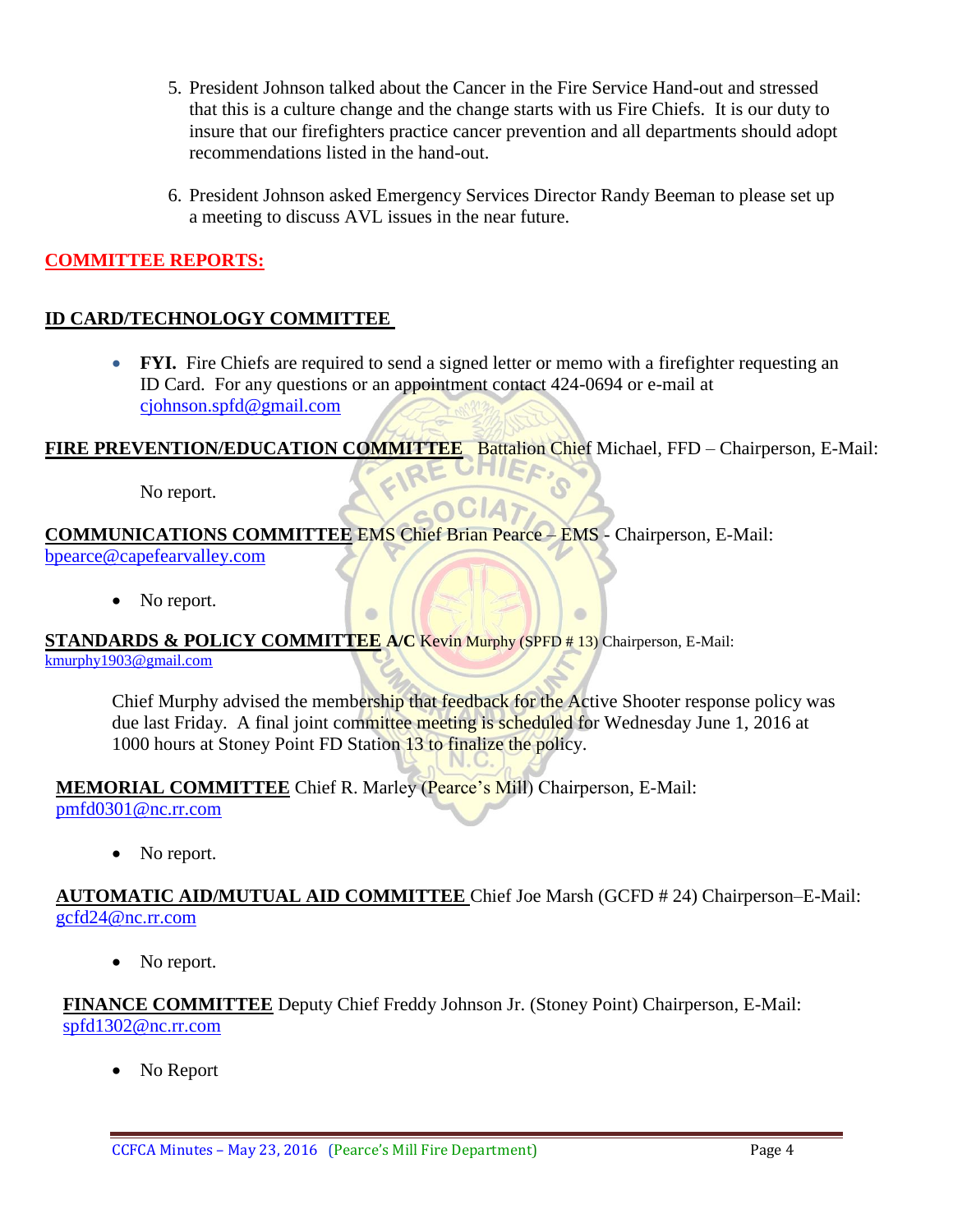5. President Johnson talked about the Cancer in the Fire Service Hand-out and stressed that this is a culture change and the change starts with us Fire Chiefs. It is our duty to insure that our firefighters practice cancer prevention and all departments should adopt recommendations listed in the hand-out.

6. President Johnson asked Emergency Services Director Randy Beeman to please set up a meeting to discuss AVL issues in the near future.

## COMMITTEE REPORTS:

### ID CARD/TECHNOLOGY COMMITTEE

- **FYI.** Fire Chiefs are required to send a signed letter or memo with a firefighter requesting an ID Card. For any questions or an appointment contact 424-0694 or e-mail at cjohnson.spfd@gmail.com

**FIRE PREVENTION/EDUCATION COMMITTEE** Battalion Chief Michael, FFD – Chairperson, E-Mail:

No report.

**COMMUNICATIONS COMMITTEE** EMS Chief Brian Pearce – EMS - Chairperson, E-Mail: bpearce@capefearvalley.com

- No report.

**STANDARDS & POLICY COMMITTEE** **A/C** Kevin Murphy (SPFD # 13) Chairperson, E-Mail: kmurphy1903@gmail.com

Chief Murphy advised the membership that feedback for the Active Shooter response policy was due last Friday. A final joint committee meeting is scheduled for Wednesday June 1, 2016 at 1000 hours at Stoney Point FD Station 13 to finalize the policy.

**MEMORIAL COMMITTEE** Chief R. Marley (Pearce's Mill) Chairperson, E-Mail: pmfd0301@nc.rr.com

- No report.

**AUTOMATIC AID/MUTUAL AID COMMITTEE** Chief Joe Marsh (GCFD # 24) Chairperson–E-Mail: gcfd24@nc.rr.com

- No report.

**FINANCE COMMITTEE** Deputy Chief Freddy Johnson Jr. (Stoney Point) Chairperson, E-Mail: spfd1302@nc.rr.com

- No Report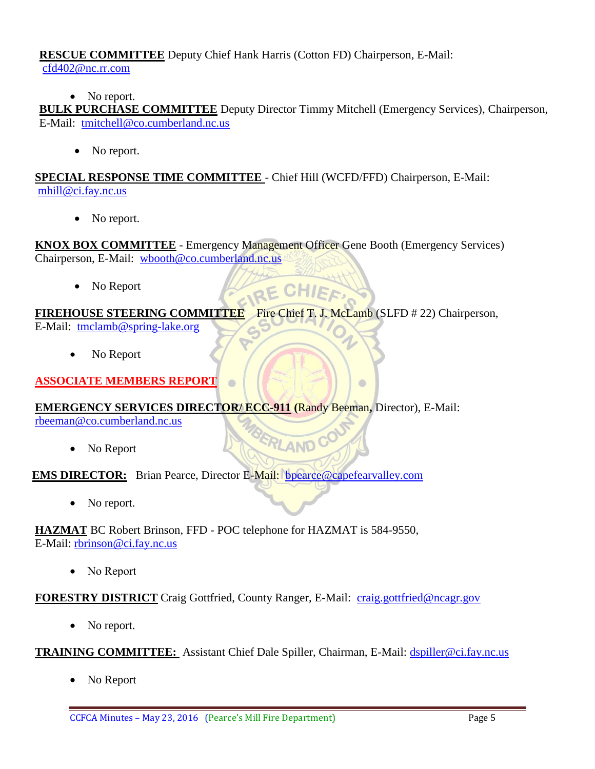**RESCUE COMMITTEE** Deputy Chief Hank Harris (Cotton FD) Chairperson, E-Mail: cfd402@nc.rr.com

- No report.

**BULK PURCHASE COMMITTEE** Deputy Director Timmy Mitchell (Emergency Services), Chairperson, E-Mail: tmitchell@co.cumberland.nc.us

- No report.

**SPECIAL RESPONSE TIME COMMITTEE** - Chief Hill (WCFD/FFD) Chairperson, E-Mail: mhill@ci.fay.nc.us

- No report.

**KNOX BOX COMMITTEE** - Emergency Management Officer Gene Booth (Emergency Services) Chairperson, E-Mail: wbooth@co.cumberland.nc.us

- No Report

**FIREHOUSE STEERING COMMITTEE** – Fire Chief T. J. McLamb (SLFD # 22) Chairperson, E-Mail: tmclamb@spring-lake.org

- No Report

## ASSOCIATE MEMBERS REPORT

**EMERGENCY SERVICES DIRECTOR/ ECC-911** (Randy Beeman, Director), E-Mail: rbeeman@co.cumberland.nc.us

- No Report

**EMS DIRECTOR:** Brian Pearce, Director E-Mail: bpearce@capefearvalley.com

- No report.

**HAZMAT** BC Robert Brinson, FFD - POC telephone for HAZMAT is 584-9550, E-Mail: rbrinson@ci.fay.nc.us

- No Report

**FORESTRY DISTRICT** Craig Gottfried, County Ranger, E-Mail: craig.gottfried@ncagr.gov

- No report.

**TRAINING COMMITTEE:** Assistant Chief Dale Spiller, Chairman, E-Mail: dspiller@ci.fay.nc.us

- No Report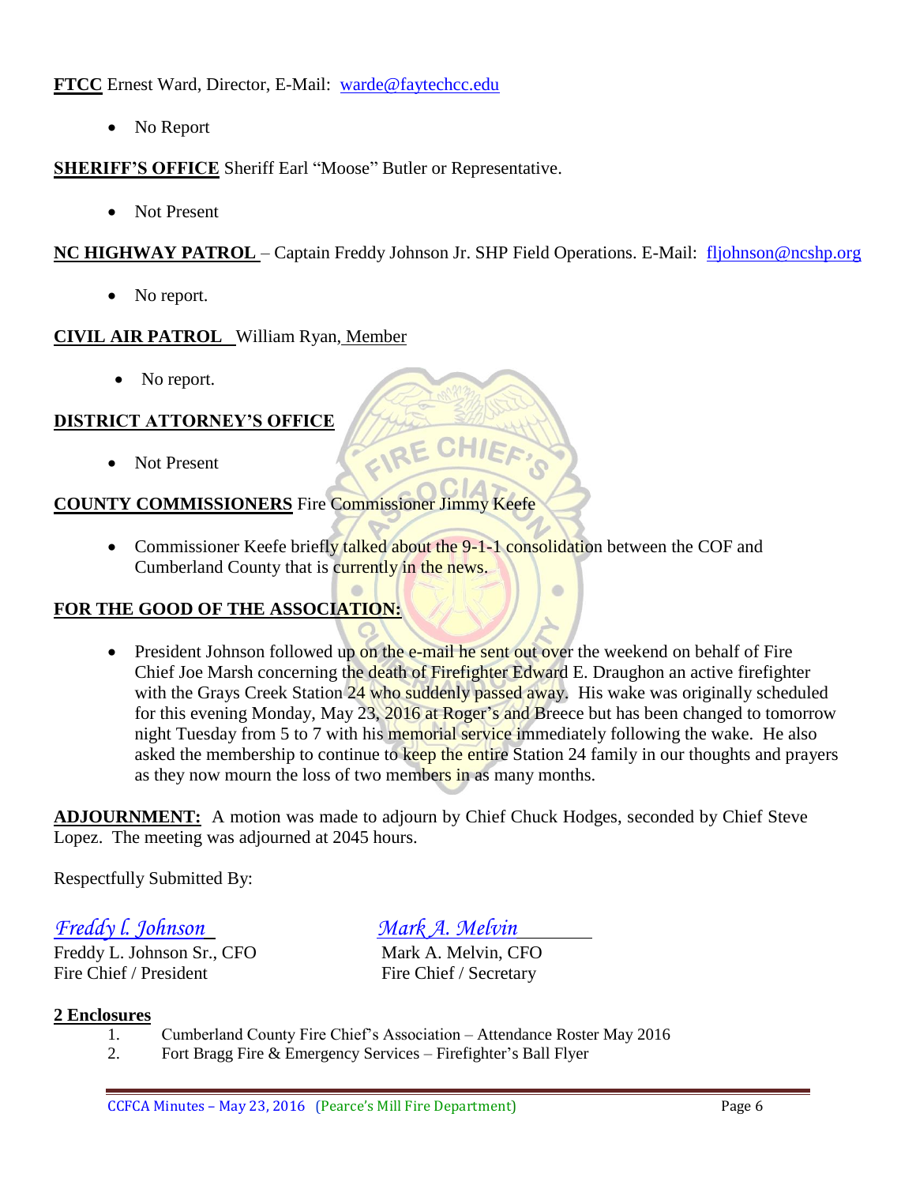**FTCC** Ernest Ward, Director, E-Mail: warde@faytechcc.edu

- No Report

**SHERIFF'S OFFICE** Sheriff Earl "Moose" Butler or Representative.

- Not Present

**NC HIGHWAY PATROL** – Captain Freddy Johnson Jr. SHP Field Operations. E-Mail: fljohnson@ncshp.org

- No report.

**CIVIL AIR PATROL** William Ryan, Member

- No report.

**DISTRICT ATTORNEY'S OFFICE**

- Not Present

**COUNTY COMMISSIONERS** Fire Commissioner Jimmy Keefe

- Commissioner Keefe briefly talked about the 9-1-1 consolidation between the COF and Cumberland County that is currently in the news.

**FOR THE GOOD OF THE ASSOCIATION:**

- President Johnson followed up on the e-mail he sent out over the weekend on behalf of Fire Chief Joe Marsh concerning the death of Firefighter Edward E. Draughon an active firefighter with the Grays Creek Station 24 who suddenly passed away. His wake was originally scheduled for this evening Monday, May 23, 2016 at Roger's and Breece but has been changed to tomorrow night Tuesday from 5 to 7 with his memorial service immediately following the wake. He also asked the membership to continue to keep the entire Station 24 family in our thoughts and prayers as they now mourn the loss of two members in as many months.

**ADJOURNMENT:** A motion was made to adjourn by Chief Chuck Hodges, seconded by Chief Steve Lopez. The meeting was adjourned at 2045 hours.

Respectfully Submitted By:

| *Freddy L. Johnson* | *Mark A. Melvin* |
|---|---|
| Freddy L. Johnson Sr., CFO | Mark A. Melvin, CFO |
| Fire Chief / President | Fire Chief / Secretary |

**2 Enclosures**

1. Cumberland County Fire Chief's Association – Attendance Roster May 2016
2. Fort Bragg Fire & Emergency Services – Firefighter's Ball Flyer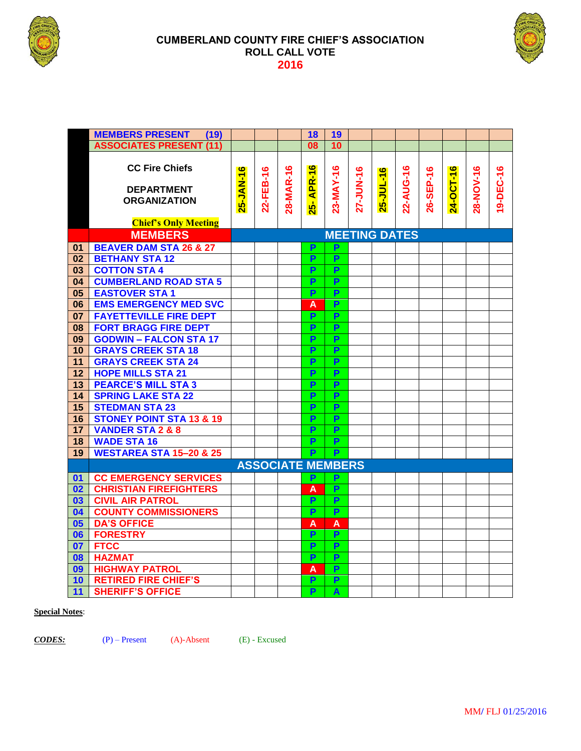# CUMBERLAND COUNTY FIRE CHIEF'S ASSOCIATION
## ROLL CALL VOTE
## 2016

| | MEMBERS PRESENT (19) | | | | 18 | 19 | | | | | | | |
|---|---|---|---|---|---|---|---|---|---|---|---|---|---|
| | ASSOCIATES PRESENT (11) | | | | 08 | 10 | | | | | | | |
| | CC Fire Chiefs<br>DEPARTMENT ORGANIZATION<br>Chief's Only Meeting | 25-JAN-16 | 22-FEB-16 | 28-MAR-16 | 25- APR-16 | 23-MAY-16 | 27-JUN-16 | 25-JUL-16 | 22-AUG-16 | 26-SEP-16 | 24-OCT-16 | 28-NOV-16 | 19-DEC-16 |
| | **MEMBERS** | **MEETING DATES** | | | | | | | | | | | |
| 01 | BEAVER DAM STA 26 & 27 | | | | P | P | | | | | | | |
| 02 | BETHANY STA 12 | | | | P | P | | | | | | | |
| 03 | COTTON STA 4 | | | | P | P | | | | | | | |
| 04 | CUMBERLAND ROAD STA 5 | | | | P | P | | | | | | | |
| 05 | EASTOVER STA 1 | | | | P | P | | | | | | | |
| 06 | EMS EMERGENCY MED SVC | | | | A | P | | | | | | | |
| 07 | FAYETTEVILLE FIRE DEPT | | | | P | P | | | | | | | |
| 08 | FORT BRAGG FIRE DEPT | | | | P | P | | | | | | | |
| 09 | GODWIN – FALCON STA 17 | | | | P | P | | | | | | | |
| 10 | GRAYS CREEK STA 18 | | | | P | P | | | | | | | |
| 11 | GRAYS CREEK STA 24 | | | | P | P | | | | | | | |
| 12 | HOPE MILLS STA 21 | | | | P | P | | | | | | | |
| 13 | PEARCE'S MILL STA 3 | | | | P | P | | | | | | | |
| 14 | SPRING LAKE STA 22 | | | | P | P | | | | | | | |
| 15 | STEDMAN STA 23 | | | | P | P | | | | | | | |
| 16 | STONEY POINT STA 13 & 19 | | | | P | P | | | | | | | |
| 17 | VANDER STA 2 & 8 | | | | P | P | | | | | | | |
| 18 | WADE STA 16 | | | | P | P | | | | | | | |
| 19 | WESTAREA STA 15–20 & 25 | | | | P | P | | | | | | | |
| | **ASSOCIATE MEMBERS** | | | | | | | | | | | | |
| 01 | CC EMERGENCY SERVICES | | | | P | P | | | | | | | |
| 02 | CHRISTIAN FIREFIGHTERS | | | | A | P | | | | | | | |
| 03 | CIVIL AIR PATROL | | | | P | P | | | | | | | |
| 04 | COUNTY COMMISSIONERS | | | | P | P | | | | | | | |
| 05 | DA'S OFFICE | | | | A | A | | | | | | | |
| 06 | FORESTRY | | | | P | P | | | | | | | |
| 07 | FTCC | | | | P | P | | | | | | | |
| 08 | HAZMAT | | | | P | P | | | | | | | |
| 09 | HIGHWAY PATROL | | | | A | P | | | | | | | |
| 10 | RETIRED FIRE CHIEF'S | | | | P | P | | | | | | | |
| 11 | SHERIFF'S OFFICE | | | | P | A | | | | | | | |

**Special Notes**:

***CODES:*** (P) – Present (A)-Absent (E) - Excused

MM/ FLJ 01/25/2016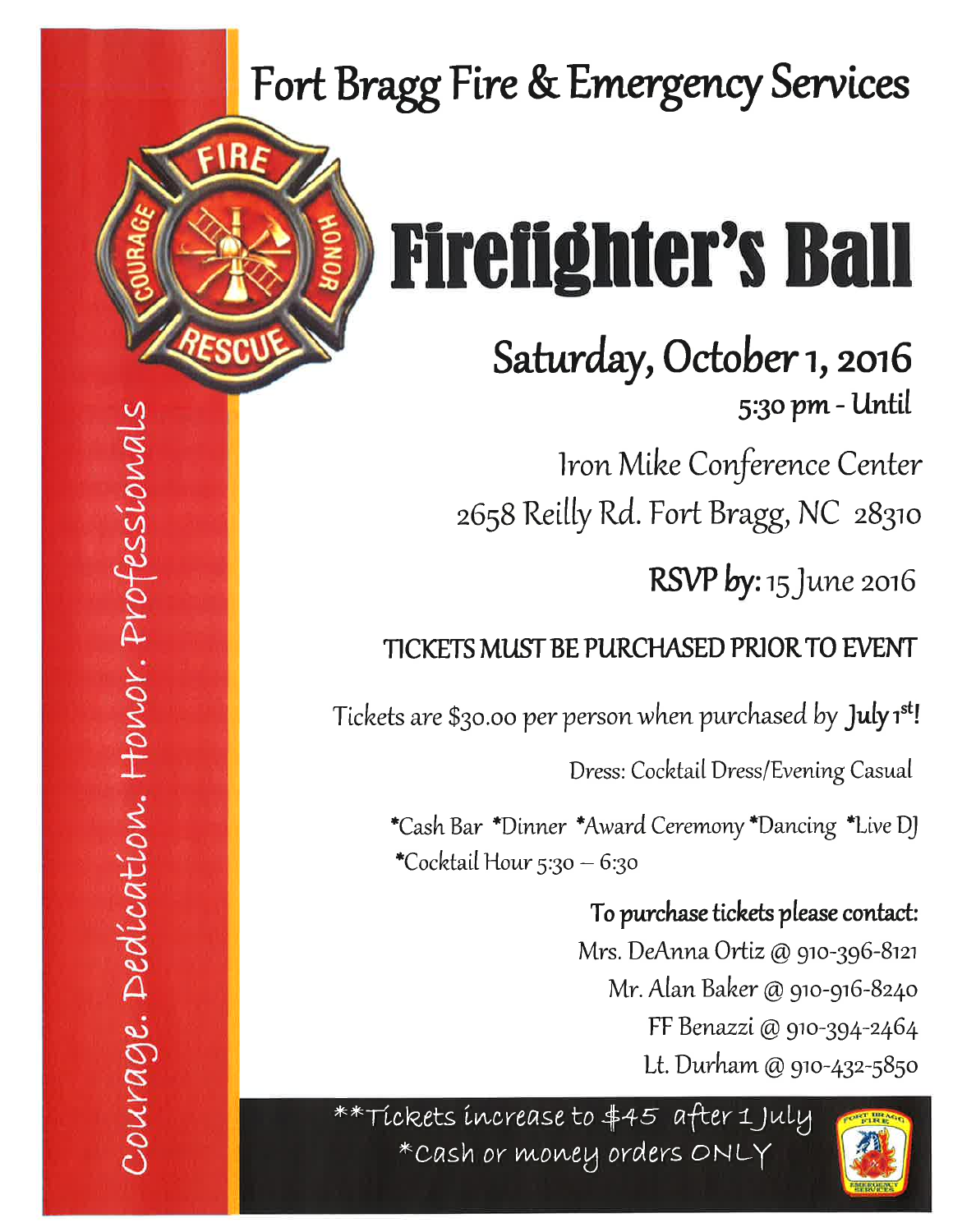# Fort Bragg Fire & Emergency Services

# Firefighter's Ball

## Saturday, October 1, 2016

**5:30 pm - Until**

Iron Mike Conference Center

2658 Reilly Rd. Fort Bragg, NC 28310

**RSVP by:** 15 June 2016

**TICKETS MUST BE PURCHASED PRIOR TO EVENT**

Tickets are $30.00 per person when purchased by **July 1st!**

Dress: Cocktail Dress/Evening Casual

*Cash Bar *Dinner *Award Ceremony *Dancing *Live DJ
*Cocktail Hour 5:30 – 6:30

**To purchase tickets please contact:**

Mrs. DeAnna Ortiz @ 910-396-8121
Mr. Alan Baker @ 910-916-8240
FF Benazzi @ 910-394-2464
Lt. Durham @ 910-432-5850

**Tickets increase to $45 after 1 July
*Cash or money orders ONLY

Courage. Dedication. Honor. Professionals